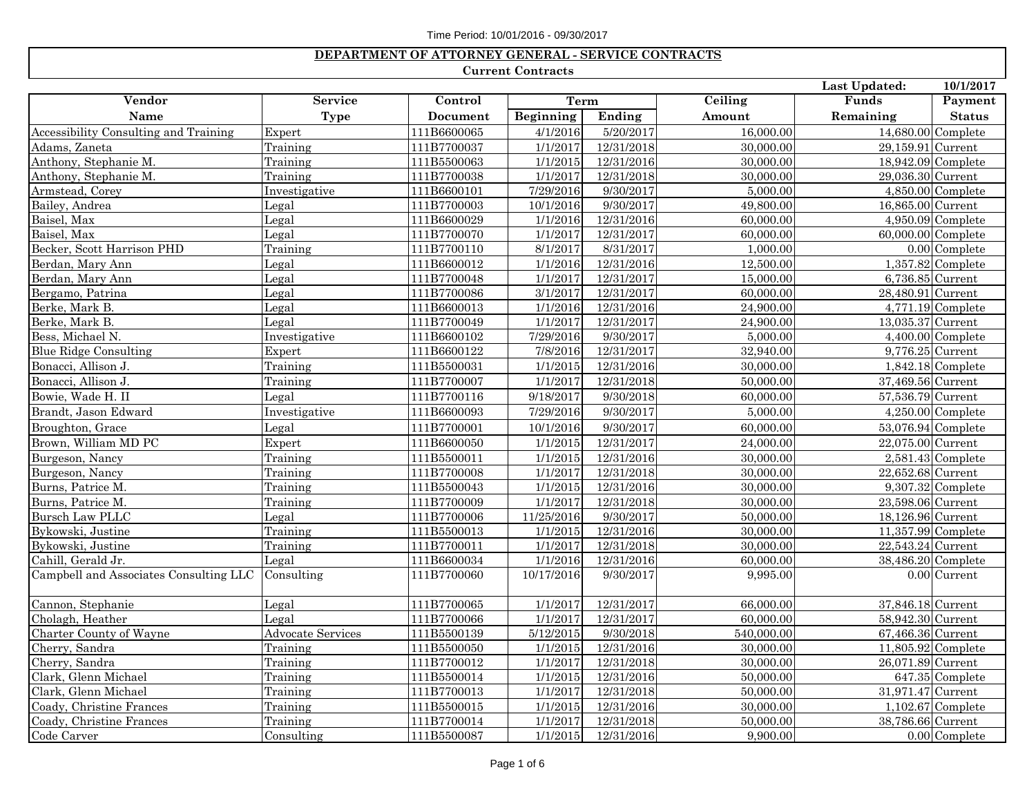Time Period: 10/01/2016 - 09/30/2017

**DEPARTMENT OF ATTORNEY GENERAL - SERVICE CONTRACTS**

**Current Contracts**

**Last Updated:** 10/1/2017

| Vendor | Service | Control | Term | | Ceiling | Funds | Payment |
|---|---|---|---|---|---|---|---|
| Name | Type | Document | Beginning | Ending | Amount | Remaining | Status |
| Accessibility Consulting and Training | Expert | 111B6600065 | 4/1/2016 | 5/20/2017 | 16,000.00 | 14,680.00 | Complete |
| Adams, Zaneta | Training | 111B7700037 | 1/1/2017 | 12/31/2018 | 30,000.00 | 29,159.91 | Current |
| Anthony, Stephanie M. | Training | 111B5500063 | 1/1/2015 | 12/31/2016 | 30,000.00 | 18,942.09 | Complete |
| Anthony, Stephanie M. | Training | 111B7700038 | 1/1/2017 | 12/31/2018 | 30,000.00 | 29,036.30 | Current |
| Armstead, Corey | Investigative | 111B6600101 | 7/29/2016 | 9/30/2017 | 5,000.00 | 4,850.00 | Complete |
| Bailey, Andrea | Legal | 111B7700003 | 10/1/2016 | 9/30/2017 | 49,800.00 | 16,865.00 | Current |
| Baisel, Max | Legal | 111B6600029 | 1/1/2016 | 12/31/2016 | 60,000.00 | 4,950.09 | Complete |
| Baisel, Max | Legal | 111B7700070 | 1/1/2017 | 12/31/2017 | 60,000.00 | 60,000.00 | Complete |
| Becker, Scott Harrison PHD | Training | 111B7700110 | 8/1/2017 | 8/31/2017 | 1,000.00 | 0.00 | Complete |
| Berdan, Mary Ann | Legal | 111B6600012 | 1/1/2016 | 12/31/2016 | 12,500.00 | 1,357.82 | Complete |
| Berdan, Mary Ann | Legal | 111B7700048 | 1/1/2017 | 12/31/2017 | 15,000.00 | 6,736.85 | Current |
| Bergamo, Patrina | Legal | 111B7700086 | 3/1/2017 | 12/31/2017 | 60,000.00 | 28,480.91 | Current |
| Berke, Mark B. | Legal | 111B6600013 | 1/1/2016 | 12/31/2016 | 24,900.00 | 4,771.19 | Complete |
| Berke, Mark B. | Legal | 111B7700049 | 1/1/2017 | 12/31/2017 | 24,900.00 | 13,035.37 | Current |
| Bess, Michael N. | Investigative | 111B6600102 | 7/29/2016 | 9/30/2017 | 5,000.00 | 4,400.00 | Complete |
| Blue Ridge Consulting | Expert | 111B6600122 | 7/8/2016 | 12/31/2017 | 32,940.00 | 9,776.25 | Current |
| Bonacci, Allison J. | Training | 111B5500031 | 1/1/2015 | 12/31/2016 | 30,000.00 | 1,842.18 | Complete |
| Bonacci, Allison J. | Training | 111B7700007 | 1/1/2017 | 12/31/2018 | 50,000.00 | 37,469.56 | Current |
| Bowie, Wade H. II | Legal | 111B7700116 | 9/18/2017 | 9/30/2018 | 60,000.00 | 57,536.79 | Current |
| Brandt, Jason Edward | Investigative | 111B6600093 | 7/29/2016 | 9/30/2017 | 5,000.00 | 4,250.00 | Complete |
| Broughton, Grace | Legal | 111B7700001 | 10/1/2016 | 9/30/2017 | 60,000.00 | 53,076.94 | Complete |
| Brown, William MD PC | Expert | 111B6600050 | 1/1/2015 | 12/31/2017 | 24,000.00 | 22,075.00 | Current |
| Burgeson, Nancy | Training | 111B5500011 | 1/1/2015 | 12/31/2016 | 30,000.00 | 2,581.43 | Complete |
| Burgeson, Nancy | Training | 111B7700008 | 1/1/2017 | 12/31/2018 | 30,000.00 | 22,652.68 | Current |
| Burns, Patrice M. | Training | 111B5500043 | 1/1/2015 | 12/31/2016 | 30,000.00 | 9,307.32 | Complete |
| Burns, Patrice M. | Training | 111B7700009 | 1/1/2017 | 12/31/2018 | 30,000.00 | 23,598.06 | Current |
| Bursch Law PLLC | Legal | 111B7700006 | 11/25/2016 | 9/30/2017 | 50,000.00 | 18,126.96 | Current |
| Bykowski, Justine | Training | 111B5500013 | 1/1/2015 | 12/31/2016 | 30,000.00 | 11,357.99 | Complete |
| Bykowski, Justine | Training | 111B7700011 | 1/1/2017 | 12/31/2018 | 30,000.00 | 22,543.24 | Current |
| Cahill, Gerald Jr. | Legal | 111B6600034 | 1/1/2016 | 12/31/2016 | 60,000.00 | 38,486.20 | Complete |
| Campbell and Associates Consulting LLC | Consulting | 111B7700060 | 10/17/2016 | 9/30/2017 | 9,995.00 | 0.00 | Current |
| Cannon, Stephanie | Legal | 111B7700065 | 1/1/2017 | 12/31/2017 | 66,000.00 | 37,846.18 | Current |
| Cholagh, Heather | Legal | 111B7700066 | 1/1/2017 | 12/31/2017 | 60,000.00 | 58,942.30 | Current |
| Charter County of Wayne | Advocate Services | 111B5500139 | 5/12/2015 | 9/30/2018 | 540,000.00 | 67,466.36 | Current |
| Cherry, Sandra | Training | 111B5500050 | 1/1/2015 | 12/31/2016 | 30,000.00 | 11,805.92 | Complete |
| Cherry, Sandra | Training | 111B7700012 | 1/1/2017 | 12/31/2018 | 30,000.00 | 26,071.89 | Current |
| Clark, Glenn Michael | Training | 111B5500014 | 1/1/2015 | 12/31/2016 | 50,000.00 | 647.35 | Complete |
| Clark, Glenn Michael | Training | 111B7700013 | 1/1/2017 | 12/31/2018 | 50,000.00 | 31,971.47 | Current |
| Coady, Christine Frances | Training | 111B5500015 | 1/1/2015 | 12/31/2016 | 30,000.00 | 1,102.67 | Complete |
| Coady, Christine Frances | Training | 111B7700014 | 1/1/2017 | 12/31/2018 | 50,000.00 | 38,786.66 | Current |
| Code Carver | Consulting | 111B5500087 | 1/1/2015 | 12/31/2016 | 9,900.00 | 0.00 | Complete |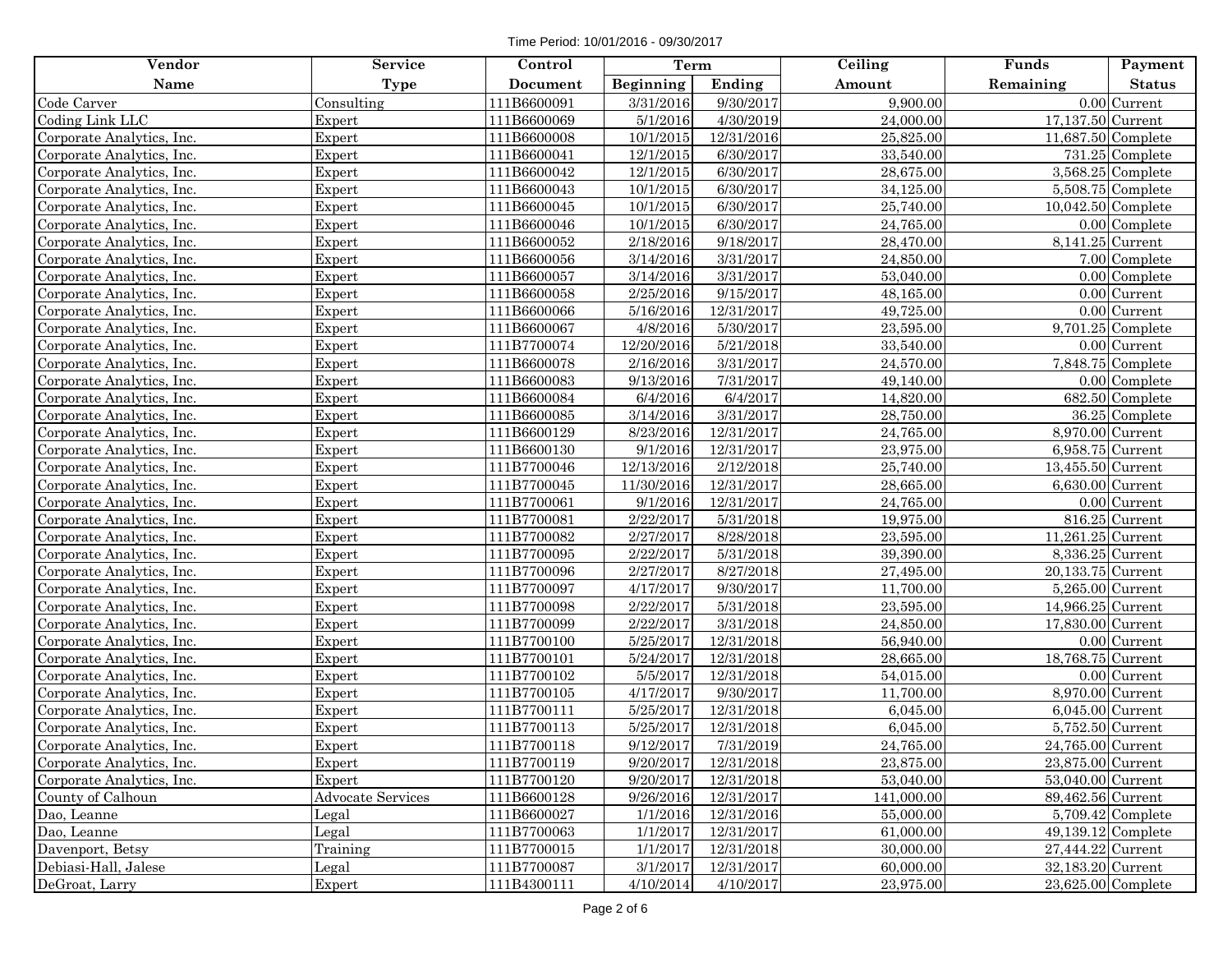Time Period: 10/01/2016 - 09/30/2017

| Vendor | Service | Control | Term | | Ceiling | Funds | Payment |
|---|---|---|---|---|---|---|---|
| Name | Type | Document | Beginning | Ending | Amount | Remaining | Status |
| Code Carver | Consulting | 111B6600091 | 3/31/2016 | 9/30/2017 | 9,900.00 | 0.00 | Current |
| Coding Link LLC | Expert | 111B6600069 | 5/1/2016 | 4/30/2019 | 24,000.00 | 17,137.50 | Current |
| Corporate Analytics, Inc. | Expert | 111B6600008 | 10/1/2015 | 12/31/2016 | 25,825.00 | 11,687.50 | Complete |
| Corporate Analytics, Inc. | Expert | 111B6600041 | 12/1/2015 | 6/30/2017 | 33,540.00 | 731.25 | Complete |
| Corporate Analytics, Inc. | Expert | 111B6600042 | 12/1/2015 | 6/30/2017 | 28,675.00 | 3,568.25 | Complete |
| Corporate Analytics, Inc. | Expert | 111B6600043 | 10/1/2015 | 6/30/2017 | 34,125.00 | 5,508.75 | Complete |
| Corporate Analytics, Inc. | Expert | 111B6600045 | 10/1/2015 | 6/30/2017 | 25,740.00 | 10,042.50 | Complete |
| Corporate Analytics, Inc. | Expert | 111B6600046 | 10/1/2015 | 6/30/2017 | 24,765.00 | 0.00 | Complete |
| Corporate Analytics, Inc. | Expert | 111B6600052 | 2/18/2016 | 9/18/2017 | 28,470.00 | 8,141.25 | Current |
| Corporate Analytics, Inc. | Expert | 111B6600056 | 3/14/2016 | 3/31/2017 | 24,850.00 | 7.00 | Complete |
| Corporate Analytics, Inc. | Expert | 111B6600057 | 3/14/2016 | 3/31/2017 | 53,040.00 | 0.00 | Complete |
| Corporate Analytics, Inc. | Expert | 111B6600058 | 2/25/2016 | 9/15/2017 | 48,165.00 | 0.00 | Current |
| Corporate Analytics, Inc. | Expert | 111B6600066 | 5/16/2016 | 12/31/2017 | 49,725.00 | 0.00 | Current |
| Corporate Analytics, Inc. | Expert | 111B6600067 | 4/8/2016 | 5/30/2017 | 23,595.00 | 9,701.25 | Complete |
| Corporate Analytics, Inc. | Expert | 111B7700074 | 12/20/2016 | 5/21/2018 | 33,540.00 | 0.00 | Current |
| Corporate Analytics, Inc. | Expert | 111B6600078 | 2/16/2016 | 3/31/2017 | 24,570.00 | 7,848.75 | Complete |
| Corporate Analytics, Inc. | Expert | 111B6600083 | 9/13/2016 | 7/31/2017 | 49,140.00 | 0.00 | Complete |
| Corporate Analytics, Inc. | Expert | 111B6600084 | 6/4/2016 | 6/4/2017 | 14,820.00 | 682.50 | Complete |
| Corporate Analytics, Inc. | Expert | 111B6600085 | 3/14/2016 | 3/31/2017 | 28,750.00 | 36.25 | Complete |
| Corporate Analytics, Inc. | Expert | 111B6600129 | 8/23/2016 | 12/31/2017 | 24,765.00 | 8,970.00 | Current |
| Corporate Analytics, Inc. | Expert | 111B6600130 | 9/1/2016 | 12/31/2017 | 23,975.00 | 6,958.75 | Current |
| Corporate Analytics, Inc. | Expert | 111B7700046 | 12/13/2016 | 2/12/2018 | 25,740.00 | 13,455.50 | Current |
| Corporate Analytics, Inc. | Expert | 111B7700045 | 11/30/2016 | 12/31/2017 | 28,665.00 | 6,630.00 | Current |
| Corporate Analytics, Inc. | Expert | 111B7700061 | 9/1/2016 | 12/31/2017 | 24,765.00 | 0.00 | Current |
| Corporate Analytics, Inc. | Expert | 111B7700081 | 2/22/2017 | 5/31/2018 | 19,975.00 | 816.25 | Current |
| Corporate Analytics, Inc. | Expert | 111B7700082 | 2/27/2017 | 8/28/2018 | 23,595.00 | 11,261.25 | Current |
| Corporate Analytics, Inc. | Expert | 111B7700095 | 2/22/2017 | 5/31/2018 | 39,390.00 | 8,336.25 | Current |
| Corporate Analytics, Inc. | Expert | 111B7700096 | 2/27/2017 | 8/27/2018 | 27,495.00 | 20,133.75 | Current |
| Corporate Analytics, Inc. | Expert | 111B7700097 | 4/17/2017 | 9/30/2017 | 11,700.00 | 5,265.00 | Current |
| Corporate Analytics, Inc. | Expert | 111B7700098 | 2/22/2017 | 5/31/2018 | 23,595.00 | 14,966.25 | Current |
| Corporate Analytics, Inc. | Expert | 111B7700099 | 2/22/2017 | 3/31/2018 | 24,850.00 | 17,830.00 | Current |
| Corporate Analytics, Inc. | Expert | 111B7700100 | 5/25/2017 | 12/31/2018 | 56,940.00 | 0.00 | Current |
| Corporate Analytics, Inc. | Expert | 111B7700101 | 5/24/2017 | 12/31/2018 | 28,665.00 | 18,768.75 | Current |
| Corporate Analytics, Inc. | Expert | 111B7700102 | 5/5/2017 | 12/31/2018 | 54,015.00 | 0.00 | Current |
| Corporate Analytics, Inc. | Expert | 111B7700105 | 4/17/2017 | 9/30/2017 | 11,700.00 | 8,970.00 | Current |
| Corporate Analytics, Inc. | Expert | 111B7700111 | 5/25/2017 | 12/31/2018 | 6,045.00 | 6,045.00 | Current |
| Corporate Analytics, Inc. | Expert | 111B7700113 | 5/25/2017 | 12/31/2018 | 6,045.00 | 5,752.50 | Current |
| Corporate Analytics, Inc. | Expert | 111B7700118 | 9/12/2017 | 7/31/2019 | 24,765.00 | 24,765.00 | Current |
| Corporate Analytics, Inc. | Expert | 111B7700119 | 9/20/2017 | 12/31/2018 | 23,875.00 | 23,875.00 | Current |
| Corporate Analytics, Inc. | Expert | 111B7700120 | 9/20/2017 | 12/31/2018 | 53,040.00 | 53,040.00 | Current |
| County of Calhoun | Advocate Services | 111B6600128 | 9/26/2016 | 12/31/2017 | 141,000.00 | 89,462.56 | Current |
| Dao, Leanne | Legal | 111B6600027 | 1/1/2016 | 12/31/2016 | 55,000.00 | 5,709.42 | Complete |
| Dao, Leanne | Legal | 111B7700063 | 1/1/2017 | 12/31/2017 | 61,000.00 | 49,139.12 | Complete |
| Davenport, Betsy | Training | 111B7700015 | 1/1/2017 | 12/31/2018 | 30,000.00 | 27,444.22 | Current |
| Debiasi-Hall, Jalese | Legal | 111B7700087 | 3/1/2017 | 12/31/2017 | 60,000.00 | 32,183.20 | Current |
| DeGroat, Larry | Expert | 111B4300111 | 4/10/2014 | 4/10/2017 | 23,975.00 | 23,625.00 | Complete |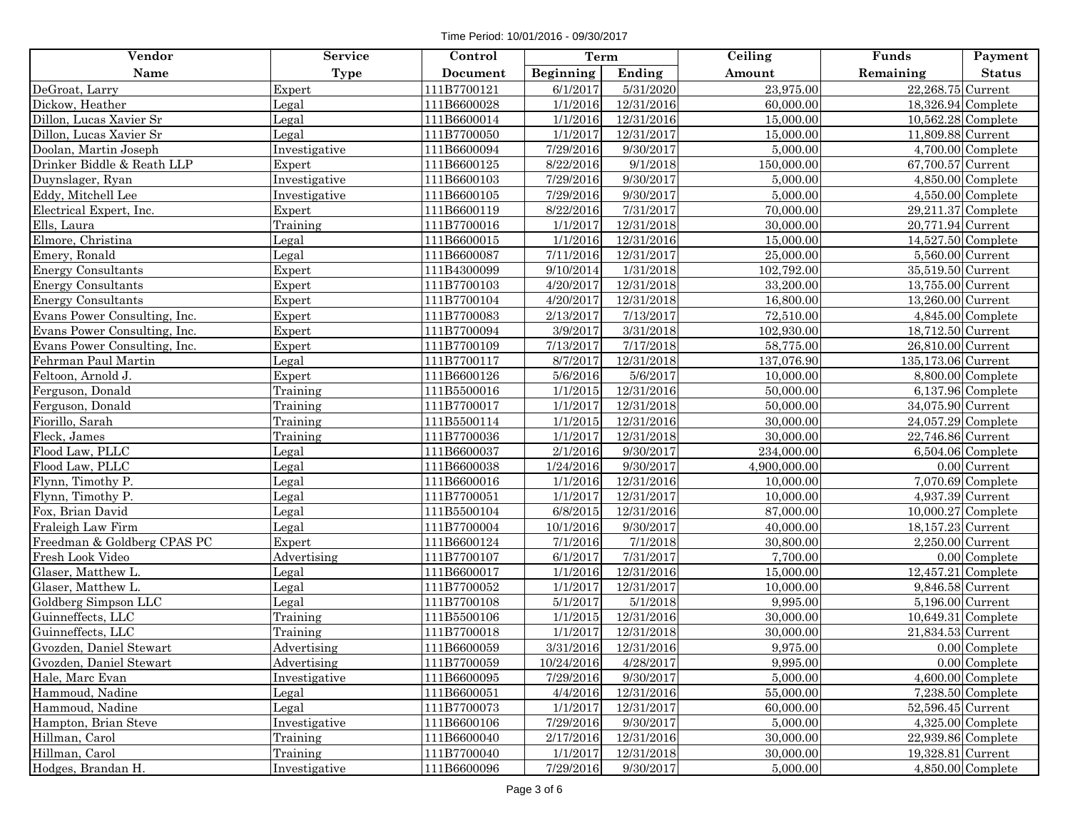Time Period: 10/01/2016 - 09/30/2017

| Vendor | Service | Control | Term | | Ceiling | Funds | Payment |
|---|---|---|---|---|---|---|---|
| Name | Type | Document | Beginning | Ending | Amount | Remaining | Status |
| DeGroat, Larry | Expert | 111B7700121 | 6/1/2017 | 5/31/2020 | 23,975.00 | 22,268.75 | Current |
| Dickow, Heather | Legal | 111B6600028 | 1/1/2016 | 12/31/2016 | 60,000.00 | 18,326.94 | Complete |
| Dillon, Lucas Xavier Sr | Legal | 111B6600014 | 1/1/2016 | 12/31/2016 | 15,000.00 | 10,562.28 | Complete |
| Dillon, Lucas Xavier Sr | Legal | 111B7700050 | 1/1/2017 | 12/31/2017 | 15,000.00 | 11,809.88 | Current |
| Doolan, Martin Joseph | Investigative | 111B6600094 | 7/29/2016 | 9/30/2017 | 5,000.00 | 4,700.00 | Complete |
| Drinker Biddle & Reath LLP | Expert | 111B6600125 | 8/22/2016 | 9/1/2018 | 150,000.00 | 67,700.57 | Current |
| Duynslager, Ryan | Investigative | 111B6600103 | 7/29/2016 | 9/30/2017 | 5,000.00 | 4,850.00 | Complete |
| Eddy, Mitchell Lee | Investigative | 111B6600105 | 7/29/2016 | 9/30/2017 | 5,000.00 | 4,550.00 | Complete |
| Electrical Expert, Inc. | Expert | 111B6600119 | 8/22/2016 | 7/31/2017 | 70,000.00 | 29,211.37 | Complete |
| Ells, Laura | Training | 111B7700016 | 1/1/2017 | 12/31/2018 | 30,000.00 | 20,771.94 | Current |
| Elmore, Christina | Legal | 111B6600015 | 1/1/2016 | 12/31/2016 | 15,000.00 | 14,527.50 | Complete |
| Emery, Ronald | Legal | 111B6600087 | 7/11/2016 | 12/31/2017 | 25,000.00 | 5,560.00 | Current |
| Energy Consultants | Expert | 111B4300099 | 9/10/2014 | 1/31/2018 | 102,792.00 | 35,519.50 | Current |
| Energy Consultants | Expert | 111B7700103 | 4/20/2017 | 12/31/2018 | 33,200.00 | 13,755.00 | Current |
| Energy Consultants | Expert | 111B7700104 | 4/20/2017 | 12/31/2018 | 16,800.00 | 13,260.00 | Current |
| Evans Power Consulting, Inc. | Expert | 111B7700083 | 2/13/2017 | 7/13/2017 | 72,510.00 | 4,845.00 | Complete |
| Evans Power Consulting, Inc. | Expert | 111B7700094 | 3/9/2017 | 3/31/2018 | 102,930.00 | 18,712.50 | Current |
| Evans Power Consulting, Inc. | Expert | 111B7700109 | 7/13/2017 | 7/17/2018 | 58,775.00 | 26,810.00 | Current |
| Fehrman Paul Martin | Legal | 111B7700117 | 8/7/2017 | 12/31/2018 | 137,076.90 | 135,173.06 | Current |
| Feltoon, Arnold J. | Expert | 111B6600126 | 5/6/2016 | 5/6/2017 | 10,000.00 | 8,800.00 | Complete |
| Ferguson, Donald | Training | 111B5500016 | 1/1/2015 | 12/31/2016 | 50,000.00 | 6,137.96 | Complete |
| Ferguson, Donald | Training | 111B7700017 | 1/1/2017 | 12/31/2018 | 50,000.00 | 34,075.90 | Current |
| Fiorillo, Sarah | Training | 111B5500114 | 1/1/2015 | 12/31/2016 | 30,000.00 | 24,057.29 | Complete |
| Fleck, James | Training | 111B7700036 | 1/1/2017 | 12/31/2018 | 30,000.00 | 22,746.86 | Current |
| Flood Law, PLLC | Legal | 111B6600037 | 2/1/2016 | 9/30/2017 | 234,000.00 | 6,504.06 | Complete |
| Flood Law, PLLC | Legal | 111B6600038 | 1/24/2016 | 9/30/2017 | 4,900,000.00 | 0.00 | Current |
| Flynn, Timothy P. | Legal | 111B6600016 | 1/1/2016 | 12/31/2016 | 10,000.00 | 7,070.69 | Complete |
| Flynn, Timothy P. | Legal | 111B7700051 | 1/1/2017 | 12/31/2017 | 10,000.00 | 4,937.39 | Current |
| Fox, Brian David | Legal | 111B5500104 | 6/8/2015 | 12/31/2016 | 87,000.00 | 10,000.27 | Complete |
| Fraleigh Law Firm | Legal | 111B7700004 | 10/1/2016 | 9/30/2017 | 40,000.00 | 18,157.23 | Current |
| Freedman & Goldberg CPAS PC | Expert | 111B6600124 | 7/1/2016 | 7/1/2018 | 30,800.00 | 2,250.00 | Current |
| Fresh Look Video | Advertising | 111B7700107 | 6/1/2017 | 7/31/2017 | 7,700.00 | 0.00 | Complete |
| Glaser, Matthew L. | Legal | 111B6600017 | 1/1/2016 | 12/31/2016 | 15,000.00 | 12,457.21 | Complete |
| Glaser, Matthew L. | Legal | 111B7700052 | 1/1/2017 | 12/31/2017 | 10,000.00 | 9,846.58 | Current |
| Goldberg Simpson LLC | Legal | 111B7700108 | 5/1/2017 | 5/1/2018 | 9,995.00 | 5,196.00 | Current |
| Guinneffects, LLC | Training | 111B5500106 | 1/1/2015 | 12/31/2016 | 30,000.00 | 10,649.31 | Complete |
| Guinneffects, LLC | Training | 111B7700018 | 1/1/2017 | 12/31/2018 | 30,000.00 | 21,834.53 | Current |
| Gvozden, Daniel Stewart | Advertising | 111B6600059 | 3/31/2016 | 12/31/2016 | 9,975.00 | 0.00 | Complete |
| Gvozden, Daniel Stewart | Advertising | 111B7700059 | 10/24/2016 | 4/28/2017 | 9,995.00 | 0.00 | Complete |
| Hale, Marc Evan | Investigative | 111B6600095 | 7/29/2016 | 9/30/2017 | 5,000.00 | 4,600.00 | Complete |
| Hammoud, Nadine | Legal | 111B6600051 | 4/4/2016 | 12/31/2016 | 55,000.00 | 7,238.50 | Complete |
| Hammoud, Nadine | Legal | 111B7700073 | 1/1/2017 | 12/31/2017 | 60,000.00 | 52,596.45 | Current |
| Hampton, Brian Steve | Investigative | 111B6600106 | 7/29/2016 | 9/30/2017 | 5,000.00 | 4,325.00 | Complete |
| Hillman, Carol | Training | 111B6600040 | 2/17/2016 | 12/31/2016 | 30,000.00 | 22,939.86 | Complete |
| Hillman, Carol | Training | 111B7700040 | 1/1/2017 | 12/31/2018 | 30,000.00 | 19,328.81 | Current |
| Hodges, Brandan H. | Investigative | 111B6600096 | 7/29/2016 | 9/30/2017 | 5,000.00 | 4,850.00 | Complete |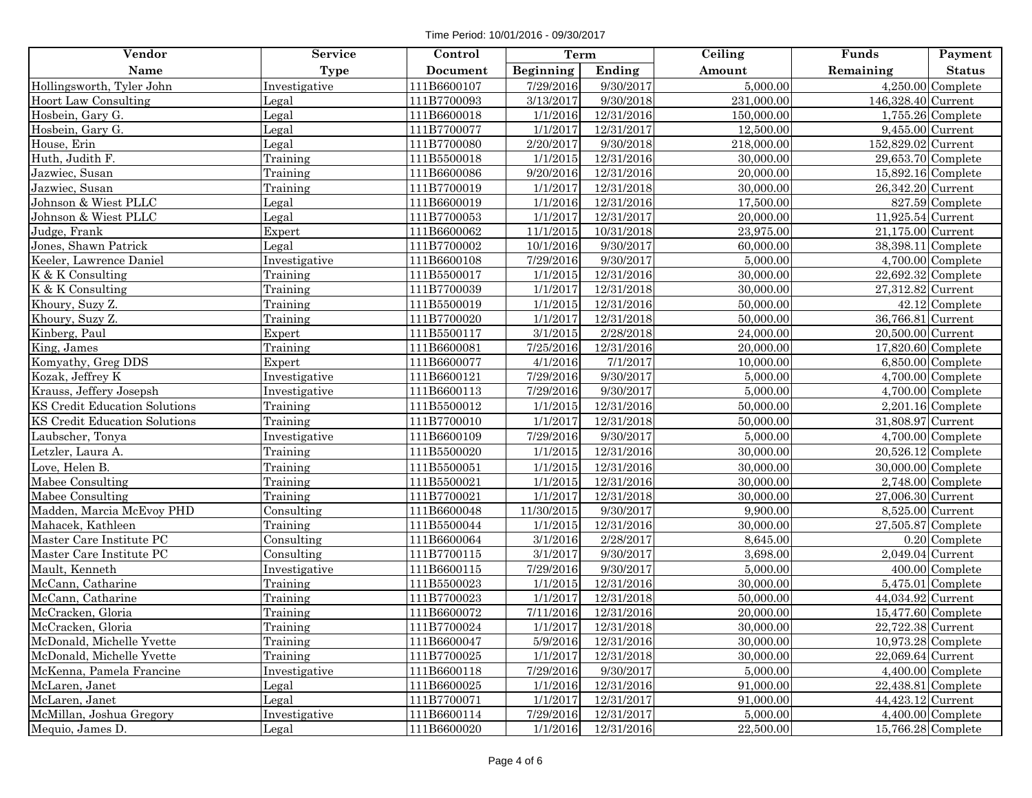Time Period: 10/01/2016 - 09/30/2017

| Vendor | Service | Control | Term | | Ceiling | Funds | Payment |
|---|---|---|---|---|---|---|---|
| Name | Type | Document | Beginning | Ending | Amount | Remaining | Status |
| Hollingsworth, Tyler John | Investigative | 111B6600107 | 7/29/2016 | 9/30/2017 | 5,000.00 | 4,250.00 | Complete |
| Hoort Law Consulting | Legal | 111B7700093 | 3/13/2017 | 9/30/2018 | 231,000.00 | 146,328.40 | Current |
| Hosbein, Gary G. | Legal | 111B6600018 | 1/1/2016 | 12/31/2016 | 150,000.00 | 1,755.26 | Complete |
| Hosbein, Gary G. | Legal | 111B7700077 | 1/1/2017 | 12/31/2017 | 12,500.00 | 9,455.00 | Current |
| House, Erin | Legal | 111B7700080 | 2/20/2017 | 9/30/2018 | 218,000.00 | 152,829.02 | Current |
| Huth, Judith F. | Training | 111B5500018 | 1/1/2015 | 12/31/2016 | 30,000.00 | 29,653.70 | Complete |
| Jazwiec, Susan | Training | 111B6600086 | 9/20/2016 | 12/31/2016 | 20,000.00 | 15,892.16 | Complete |
| Jazwiec, Susan | Training | 111B7700019 | 1/1/2017 | 12/31/2018 | 30,000.00 | 26,342.20 | Current |
| Johnson & Wiest PLLC | Legal | 111B6600019 | 1/1/2016 | 12/31/2016 | 17,500.00 | 827.59 | Complete |
| Johnson & Wiest PLLC | Legal | 111B7700053 | 1/1/2017 | 12/31/2017 | 20,000.00 | 11,925.54 | Current |
| Judge, Frank | Expert | 111B6600062 | 11/1/2015 | 10/31/2018 | 23,975.00 | 21,175.00 | Current |
| Jones, Shawn Patrick | Legal | 111B7700002 | 10/1/2016 | 9/30/2017 | 60,000.00 | 38,398.11 | Complete |
| Keeler, Lawrence Daniel | Investigative | 111B6600108 | 7/29/2016 | 9/30/2017 | 5,000.00 | 4,700.00 | Complete |
| K & K Consulting | Training | 111B5500017 | 1/1/2015 | 12/31/2016 | 30,000.00 | 22,692.32 | Complete |
| K & K Consulting | Training | 111B7700039 | 1/1/2017 | 12/31/2018 | 30,000.00 | 27,312.82 | Current |
| Khoury, Suzy Z. | Training | 111B5500019 | 1/1/2015 | 12/31/2016 | 50,000.00 | 42.12 | Complete |
| Khoury, Suzy Z. | Training | 111B7700020 | 1/1/2017 | 12/31/2018 | 50,000.00 | 36,766.81 | Current |
| Kinberg, Paul | Expert | 111B5500117 | 3/1/2015 | 2/28/2018 | 24,000.00 | 20,500.00 | Current |
| King, James | Training | 111B6600081 | 7/25/2016 | 12/31/2016 | 20,000.00 | 17,820.60 | Complete |
| Komyathy, Greg DDS | Expert | 111B6600077 | 4/1/2016 | 7/1/2017 | 10,000.00 | 6,850.00 | Complete |
| Kozak, Jeffrey K | Investigative | 111B6600121 | 7/29/2016 | 9/30/2017 | 5,000.00 | 4,700.00 | Complete |
| Krauss, Jeffery Josepsh | Investigative | 111B6600113 | 7/29/2016 | 9/30/2017 | 5,000.00 | 4,700.00 | Complete |
| KS Credit Education Solutions | Training | 111B5500012 | 1/1/2015 | 12/31/2016 | 50,000.00 | 2,201.16 | Complete |
| KS Credit Education Solutions | Training | 111B7700010 | 1/1/2017 | 12/31/2018 | 50,000.00 | 31,808.97 | Current |
| Laubscher, Tonya | Investigative | 111B6600109 | 7/29/2016 | 9/30/2017 | 5,000.00 | 4,700.00 | Complete |
| Letzler, Laura A. | Training | 111B5500020 | 1/1/2015 | 12/31/2016 | 30,000.00 | 20,526.12 | Complete |
| Love, Helen B. | Training | 111B5500051 | 1/1/2015 | 12/31/2016 | 30,000.00 | 30,000.00 | Complete |
| Mabee Consulting | Training | 111B5500021 | 1/1/2015 | 12/31/2016 | 30,000.00 | 2,748.00 | Complete |
| Mabee Consulting | Training | 111B7700021 | 1/1/2017 | 12/31/2018 | 30,000.00 | 27,006.30 | Current |
| Madden, Marcia McEvoy PHD | Consulting | 111B6600048 | 11/30/2015 | 9/30/2017 | 9,900.00 | 8,525.00 | Current |
| Mahacek, Kathleen | Training | 111B5500044 | 1/1/2015 | 12/31/2016 | 30,000.00 | 27,505.87 | Complete |
| Master Care Institute PC | Consulting | 111B6600064 | 3/1/2016 | 2/28/2017 | 8,645.00 | 0.20 | Complete |
| Master Care Institute PC | Consulting | 111B7700115 | 3/1/2017 | 9/30/2017 | 3,698.00 | 2,049.04 | Current |
| Mault, Kenneth | Investigative | 111B6600115 | 7/29/2016 | 9/30/2017 | 5,000.00 | 400.00 | Complete |
| McCann, Catharine | Training | 111B5500023 | 1/1/2015 | 12/31/2016 | 30,000.00 | 5,475.01 | Complete |
| McCann, Catharine | Training | 111B7700023 | 1/1/2017 | 12/31/2018 | 50,000.00 | 44,034.92 | Current |
| McCracken, Gloria | Training | 111B6600072 | 7/11/2016 | 12/31/2016 | 20,000.00 | 15,477.60 | Complete |
| McCracken, Gloria | Training | 111B7700024 | 1/1/2017 | 12/31/2018 | 30,000.00 | 22,722.38 | Current |
| McDonald, Michelle Yvette | Training | 111B6600047 | 5/9/2016 | 12/31/2016 | 30,000.00 | 10,973.28 | Complete |
| McDonald, Michelle Yvette | Training | 111B7700025 | 1/1/2017 | 12/31/2018 | 30,000.00 | 22,069.64 | Current |
| McKenna, Pamela Francine | Investigative | 111B6600118 | 7/29/2016 | 9/30/2017 | 5,000.00 | 4,400.00 | Complete |
| McLaren, Janet | Legal | 111B6600025 | 1/1/2016 | 12/31/2016 | 91,000.00 | 22,438.81 | Complete |
| McLaren, Janet | Legal | 111B7700071 | 1/1/2017 | 12/31/2017 | 91,000.00 | 44,423.12 | Current |
| McMillan, Joshua Gregory | Investigative | 111B6600114 | 7/29/2016 | 12/31/2017 | 5,000.00 | 4,400.00 | Complete |
| Mequio, James D. | Legal | 111B6600020 | 1/1/2016 | 12/31/2016 | 22,500.00 | 15,766.28 | Complete |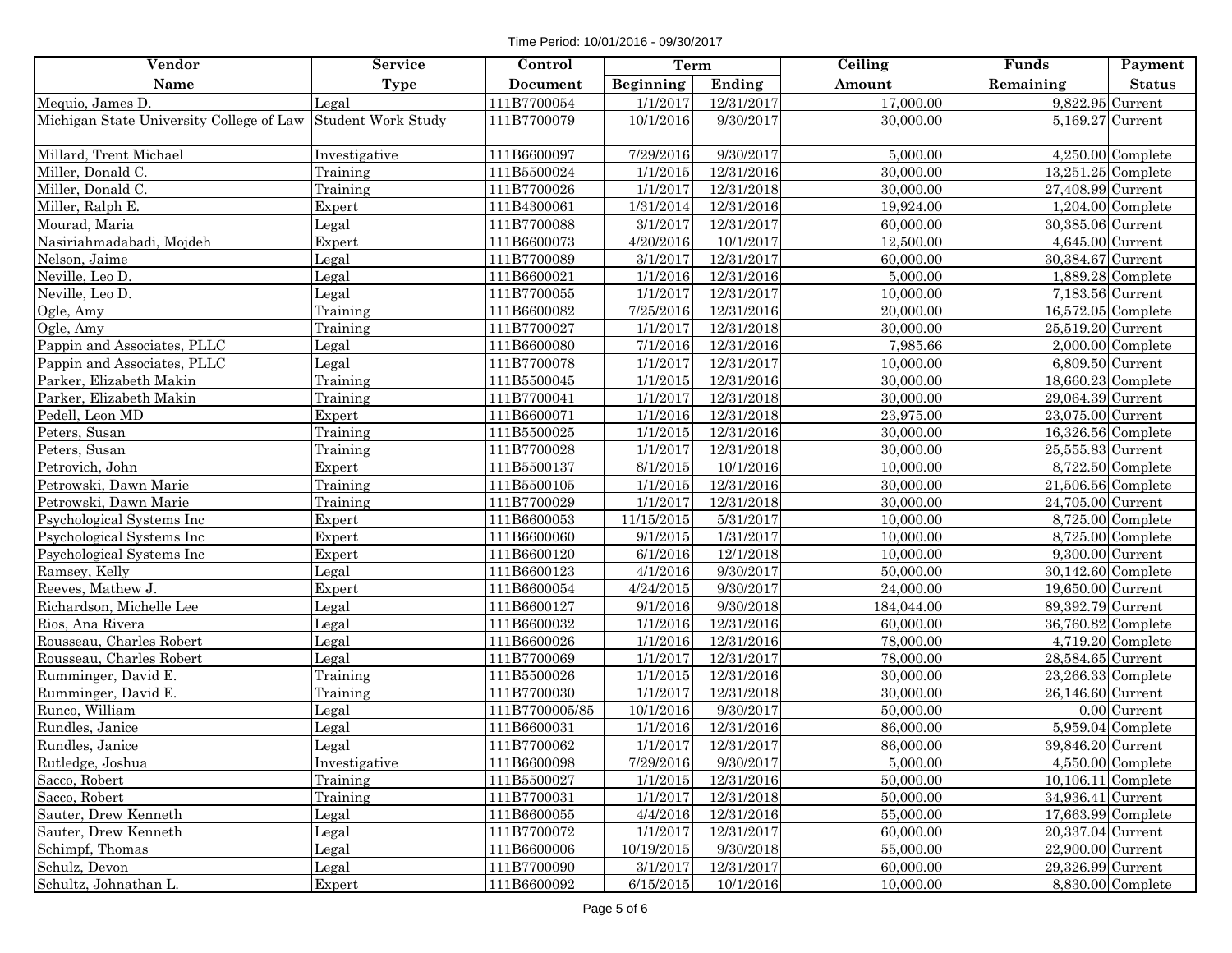Time Period: 10/01/2016 - 09/30/2017

| Vendor | Service | Control | Term | | Ceiling | Funds | Payment |
|---|---|---|---|---|---|---|---|
| Name | Type | Document | Beginning | Ending | Amount | Remaining | Status |
| Mequio, James D. | Legal | 111B7700054 | 1/1/2017 | 12/31/2017 | 17,000.00 | 9,822.95 | Current |
| Michigan State University College of Law | Student Work Study | 111B7700079 | 10/1/2016 | 9/30/2017 | 30,000.00 | 5,169.27 | Current |
| Millard, Trent Michael | Investigative | 111B6600097 | 7/29/2016 | 9/30/2017 | 5,000.00 | 4,250.00 | Complete |
| Miller, Donald C. | Training | 111B5500024 | 1/1/2015 | 12/31/2016 | 30,000.00 | 13,251.25 | Complete |
| Miller, Donald C. | Training | 111B7700026 | 1/1/2017 | 12/31/2018 | 30,000.00 | 27,408.99 | Current |
| Miller, Ralph E. | Expert | 111B4300061 | 1/31/2014 | 12/31/2016 | 19,924.00 | 1,204.00 | Complete |
| Mourad, Maria | Legal | 111B7700088 | 3/1/2017 | 12/31/2017 | 60,000.00 | 30,385.06 | Current |
| Nasiriahmadabadi, Mojdeh | Expert | 111B6600073 | 4/20/2016 | 10/1/2017 | 12,500.00 | 4,645.00 | Current |
| Nelson, Jaime | Legal | 111B7700089 | 3/1/2017 | 12/31/2017 | 60,000.00 | 30,384.67 | Current |
| Neville, Leo D. | Legal | 111B6600021 | 1/1/2016 | 12/31/2016 | 5,000.00 | 1,889.28 | Complete |
| Neville, Leo D. | Legal | 111B7700055 | 1/1/2017 | 12/31/2017 | 10,000.00 | 7,183.56 | Current |
| Ogle, Amy | Training | 111B6600082 | 7/25/2016 | 12/31/2016 | 20,000.00 | 16,572.05 | Complete |
| Ogle, Amy | Training | 111B7700027 | 1/1/2017 | 12/31/2018 | 30,000.00 | 25,519.20 | Current |
| Pappin and Associates, PLLC | Legal | 111B6600080 | 7/1/2016 | 12/31/2016 | 7,985.66 | 2,000.00 | Complete |
| Pappin and Associates, PLLC | Legal | 111B7700078 | 1/1/2017 | 12/31/2017 | 10,000.00 | 6,809.50 | Current |
| Parker, Elizabeth Makin | Training | 111B5500045 | 1/1/2015 | 12/31/2016 | 30,000.00 | 18,660.23 | Complete |
| Parker, Elizabeth Makin | Training | 111B7700041 | 1/1/2017 | 12/31/2018 | 30,000.00 | 29,064.39 | Current |
| Pedell, Leon MD | Expert | 111B6600071 | 1/1/2016 | 12/31/2018 | 23,975.00 | 23,075.00 | Current |
| Peters, Susan | Training | 111B5500025 | 1/1/2015 | 12/31/2016 | 30,000.00 | 16,326.56 | Complete |
| Peters, Susan | Training | 111B7700028 | 1/1/2017 | 12/31/2018 | 30,000.00 | 25,555.83 | Current |
| Petrovich, John | Expert | 111B5500137 | 8/1/2015 | 10/1/2016 | 10,000.00 | 8,722.50 | Complete |
| Petrowski, Dawn Marie | Training | 111B5500105 | 1/1/2015 | 12/31/2016 | 30,000.00 | 21,506.56 | Complete |
| Petrowski, Dawn Marie | Training | 111B7700029 | 1/1/2017 | 12/31/2018 | 30,000.00 | 24,705.00 | Current |
| Psychological Systems Inc | Expert | 111B6600053 | 11/15/2015 | 5/31/2017 | 10,000.00 | 8,725.00 | Complete |
| Psychological Systems Inc | Expert | 111B6600060 | 9/1/2015 | 1/31/2017 | 10,000.00 | 8,725.00 | Complete |
| Psychological Systems Inc | Expert | 111B6600120 | 6/1/2016 | 12/1/2018 | 10,000.00 | 9,300.00 | Current |
| Ramsey, Kelly | Legal | 111B6600123 | 4/1/2016 | 9/30/2017 | 50,000.00 | 30,142.60 | Complete |
| Reeves, Mathew J. | Expert | 111B6600054 | 4/24/2015 | 9/30/2017 | 24,000.00 | 19,650.00 | Current |
| Richardson, Michelle Lee | Legal | 111B6600127 | 9/1/2016 | 9/30/2018 | 184,044.00 | 89,392.79 | Current |
| Rios, Ana Rivera | Legal | 111B6600032 | 1/1/2016 | 12/31/2016 | 60,000.00 | 36,760.82 | Complete |
| Rousseau, Charles Robert | Legal | 111B6600026 | 1/1/2016 | 12/31/2016 | 78,000.00 | 4,719.20 | Complete |
| Rousseau, Charles Robert | Legal | 111B7700069 | 1/1/2017 | 12/31/2017 | 78,000.00 | 28,584.65 | Current |
| Rumminger, David E. | Training | 111B5500026 | 1/1/2015 | 12/31/2016 | 30,000.00 | 23,266.33 | Complete |
| Rumminger, David E. | Training | 111B7700030 | 1/1/2017 | 12/31/2018 | 30,000.00 | 26,146.60 | Current |
| Runco, William | Legal | 111B7700005/85 | 10/1/2016 | 9/30/2017 | 50,000.00 | 0.00 | Current |
| Rundles, Janice | Legal | 111B6600031 | 1/1/2016 | 12/31/2016 | 86,000.00 | 5,959.04 | Complete |
| Rundles, Janice | Legal | 111B7700062 | 1/1/2017 | 12/31/2017 | 86,000.00 | 39,846.20 | Current |
| Rutledge, Joshua | Investigative | 111B6600098 | 7/29/2016 | 9/30/2017 | 5,000.00 | 4,550.00 | Complete |
| Sacco, Robert | Training | 111B5500027 | 1/1/2015 | 12/31/2016 | 50,000.00 | 10,106.11 | Complete |
| Sacco, Robert | Training | 111B7700031 | 1/1/2017 | 12/31/2018 | 50,000.00 | 34,936.41 | Current |
| Sauter, Drew Kenneth | Legal | 111B6600055 | 4/4/2016 | 12/31/2016 | 55,000.00 | 17,663.99 | Complete |
| Sauter, Drew Kenneth | Legal | 111B7700072 | 1/1/2017 | 12/31/2017 | 60,000.00 | 20,337.04 | Current |
| Schimpf, Thomas | Legal | 111B6600006 | 10/19/2015 | 9/30/2018 | 55,000.00 | 22,900.00 | Current |
| Schulz, Devon | Legal | 111B7700090 | 3/1/2017 | 12/31/2017 | 60,000.00 | 29,326.99 | Current |
| Schultz, Johnathan L. | Expert | 111B6600092 | 6/15/2015 | 10/1/2016 | 10,000.00 | 8,830.00 | Complete |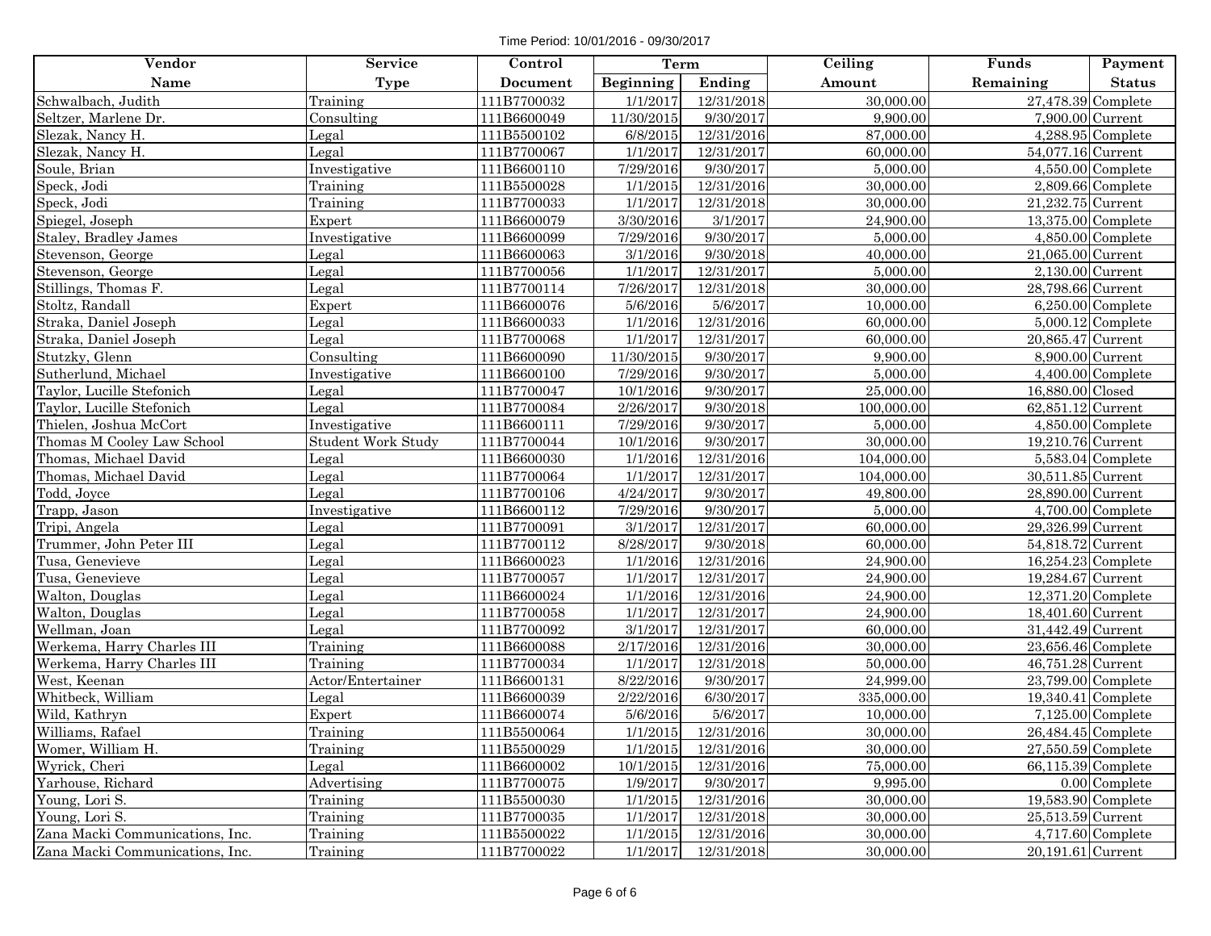Time Period: 10/01/2016 - 09/30/2017

| Vendor Name | Service Type | Control Document | Term Beginning | Term Ending | Ceiling Amount | Funds Remaining | Payment Status |
|---|---|---|---|---|---|---|---|
| Schwalbach, Judith | Training | 111B7700032 | 1/1/2017 | 12/31/2018 | 30,000.00 | 27,478.39 | Complete |
| Seltzer, Marlene Dr. | Consulting | 111B6600049 | 11/30/2015 | 9/30/2017 | 9,900.00 | 7,900.00 | Current |
| Slezak, Nancy H. | Legal | 111B5500102 | 6/8/2015 | 12/31/2016 | 87,000.00 | 4,288.95 | Complete |
| Slezak, Nancy H. | Legal | 111B7700067 | 1/1/2017 | 12/31/2017 | 60,000.00 | 54,077.16 | Current |
| Soule, Brian | Investigative | 111B6600110 | 7/29/2016 | 9/30/2017 | 5,000.00 | 4,550.00 | Complete |
| Speck, Jodi | Training | 111B5500028 | 1/1/2015 | 12/31/2016 | 30,000.00 | 2,809.66 | Complete |
| Speck, Jodi | Training | 111B7700033 | 1/1/2017 | 12/31/2018 | 30,000.00 | 21,232.75 | Current |
| Spiegel, Joseph | Expert | 111B6600079 | 3/30/2016 | 3/1/2017 | 24,900.00 | 13,375.00 | Complete |
| Staley, Bradley James | Investigative | 111B6600099 | 7/29/2016 | 9/30/2017 | 5,000.00 | 4,850.00 | Complete |
| Stevenson, George | Legal | 111B6600063 | 3/1/2016 | 9/30/2018 | 40,000.00 | 21,065.00 | Current |
| Stevenson, George | Legal | 111B7700056 | 1/1/2017 | 12/31/2017 | 5,000.00 | 2,130.00 | Current |
| Stillings, Thomas F. | Legal | 111B7700114 | 7/26/2017 | 12/31/2018 | 30,000.00 | 28,798.66 | Current |
| Stoltz, Randall | Expert | 111B6600076 | 5/6/2016 | 5/6/2017 | 10,000.00 | 6,250.00 | Complete |
| Straka, Daniel Joseph | Legal | 111B6600033 | 1/1/2016 | 12/31/2016 | 60,000.00 | 5,000.12 | Complete |
| Straka, Daniel Joseph | Legal | 111B7700068 | 1/1/2017 | 12/31/2017 | 60,000.00 | 20,865.47 | Current |
| Stutzky, Glenn | Consulting | 111B6600090 | 11/30/2015 | 9/30/2017 | 9,900.00 | 8,900.00 | Current |
| Sutherlund, Michael | Investigative | 111B6600100 | 7/29/2016 | 9/30/2017 | 5,000.00 | 4,400.00 | Complete |
| Taylor, Lucille Stefonich | Legal | 111B7700047 | 10/1/2016 | 9/30/2017 | 25,000.00 | 16,880.00 | Closed |
| Taylor, Lucille Stefonich | Legal | 111B7700084 | 2/26/2017 | 9/30/2018 | 100,000.00 | 62,851.12 | Current |
| Thielen, Joshua McCort | Investigative | 111B6600111 | 7/29/2016 | 9/30/2017 | 5,000.00 | 4,850.00 | Complete |
| Thomas M Cooley Law School | Student Work Study | 111B7700044 | 10/1/2016 | 9/30/2017 | 30,000.00 | 19,210.76 | Current |
| Thomas, Michael David | Legal | 111B6600030 | 1/1/2016 | 12/31/2016 | 104,000.00 | 5,583.04 | Complete |
| Thomas, Michael David | Legal | 111B7700064 | 1/1/2017 | 12/31/2017 | 104,000.00 | 30,511.85 | Current |
| Todd, Joyce | Legal | 111B7700106 | 4/24/2017 | 9/30/2017 | 49,800.00 | 28,890.00 | Current |
| Trapp, Jason | Investigative | 111B6600112 | 7/29/2016 | 9/30/2017 | 5,000.00 | 4,700.00 | Complete |
| Tripi, Angela | Legal | 111B7700091 | 3/1/2017 | 12/31/2017 | 60,000.00 | 29,326.99 | Current |
| Trummer, John Peter III | Legal | 111B7700112 | 8/28/2017 | 9/30/2018 | 60,000.00 | 54,818.72 | Current |
| Tusa, Genevieve | Legal | 111B6600023 | 1/1/2016 | 12/31/2016 | 24,900.00 | 16,254.23 | Complete |
| Tusa, Genevieve | Legal | 111B7700057 | 1/1/2017 | 12/31/2017 | 24,900.00 | 19,284.67 | Current |
| Walton, Douglas | Legal | 111B6600024 | 1/1/2016 | 12/31/2016 | 24,900.00 | 12,371.20 | Complete |
| Walton, Douglas | Legal | 111B7700058 | 1/1/2017 | 12/31/2017 | 24,900.00 | 18,401.60 | Current |
| Wellman, Joan | Legal | 111B7700092 | 3/1/2017 | 12/31/2017 | 60,000.00 | 31,442.49 | Current |
| Werkema, Harry Charles III | Training | 111B6600088 | 2/17/2016 | 12/31/2016 | 30,000.00 | 23,656.46 | Complete |
| Werkema, Harry Charles III | Training | 111B7700034 | 1/1/2017 | 12/31/2018 | 50,000.00 | 46,751.28 | Current |
| West, Keenan | Actor/Entertainer | 111B6600131 | 8/22/2016 | 9/30/2017 | 24,999.00 | 23,799.00 | Complete |
| Whitbeck, William | Legal | 111B6600039 | 2/22/2016 | 6/30/2017 | 335,000.00 | 19,340.41 | Complete |
| Wild, Kathryn | Expert | 111B6600074 | 5/6/2016 | 5/6/2017 | 10,000.00 | 7,125.00 | Complete |
| Williams, Rafael | Training | 111B5500064 | 1/1/2015 | 12/31/2016 | 30,000.00 | 26,484.45 | Complete |
| Womer, William H. | Training | 111B5500029 | 1/1/2015 | 12/31/2016 | 30,000.00 | 27,550.59 | Complete |
| Wyrick, Cheri | Legal | 111B6600002 | 10/1/2015 | 12/31/2016 | 75,000.00 | 66,115.39 | Complete |
| Yarhouse, Richard | Advertising | 111B7700075 | 1/9/2017 | 9/30/2017 | 9,995.00 | 0.00 | Complete |
| Young, Lori S. | Training | 111B5500030 | 1/1/2015 | 12/31/2016 | 30,000.00 | 19,583.90 | Complete |
| Young, Lori S. | Training | 111B7700035 | 1/1/2017 | 12/31/2018 | 30,000.00 | 25,513.59 | Current |
| Zana Macki Communications, Inc. | Training | 111B5500022 | 1/1/2015 | 12/31/2016 | 30,000.00 | 4,717.60 | Complete |
| Zana Macki Communications, Inc. | Training | 111B7700022 | 1/1/2017 | 12/31/2018 | 30,000.00 | 20,191.61 | Current |